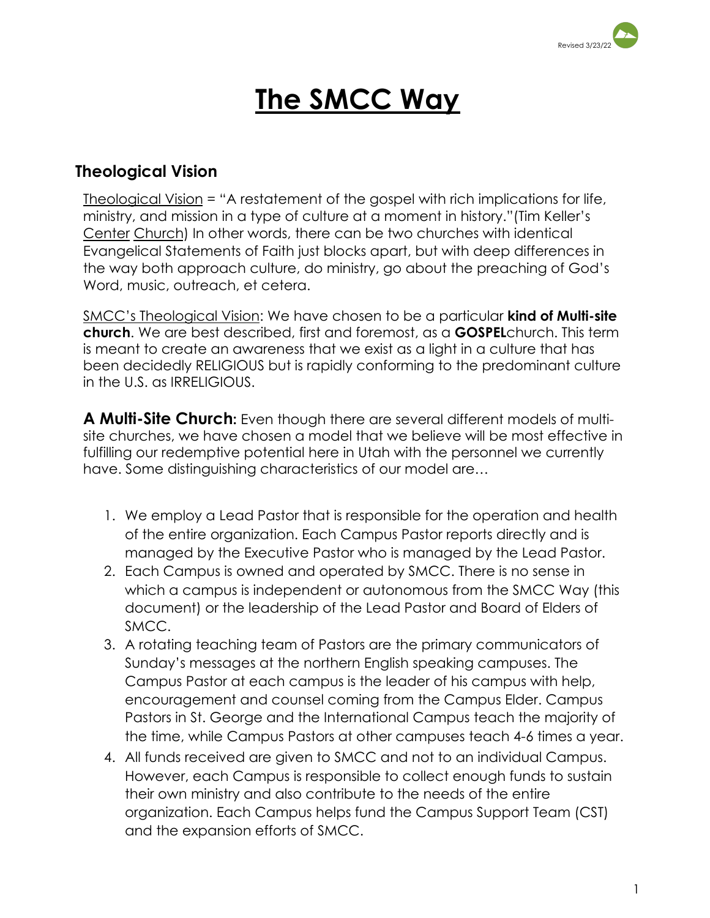Revised 3/23/22

# The SMCC Way

## Theological Vision

Theological Vision = "A restatement of the gospel with rich implications for life, ministry, and mission in a type of culture at a moment in history."(Tim Keller's Center Church) In other words, there can be two churches with identical Evangelical Statements of Faith just blocks apart, but with deep differences in the way both approach culture, do ministry, go about the preaching of God's Word, music, outreach, et cetera.

SMCC's Theological Vision: We have chosen to be a particular **kind of Multi-site church**. We are best described, first and foremost, as a **GOSPEL**church. This term is meant to create an awareness that we exist as a light in a culture that has been decidedly RELIGIOUS but is rapidly conforming to the predominant culture in the U.S. as IRRELIGIOUS.

**A Multi-Site Church:** Even though there are several different models of multi-site churches, we have chosen a model that we believe will be most effective in fulfilling our redemptive potential here in Utah with the personnel we currently have. Some distinguishing characteristics of our model are…

1. We employ a Lead Pastor that is responsible for the operation and health of the entire organization. Each Campus Pastor reports directly and is managed by the Executive Pastor who is managed by the Lead Pastor.
2. Each Campus is owned and operated by SMCC. There is no sense in which a campus is independent or autonomous from the SMCC Way (this document) or the leadership of the Lead Pastor and Board of Elders of SMCC.
3. A rotating teaching team of Pastors are the primary communicators of Sunday's messages at the northern English speaking campuses. The Campus Pastor at each campus is the leader of his campus with help, encouragement and counsel coming from the Campus Elder. Campus Pastors in St. George and the International Campus teach the majority of the time, while Campus Pastors at other campuses teach 4-6 times a year.
4. All funds received are given to SMCC and not to an individual Campus. However, each Campus is responsible to collect enough funds to sustain their own ministry and also contribute to the needs of the entire organization. Each Campus helps fund the Campus Support Team (CST) and the expansion efforts of SMCC.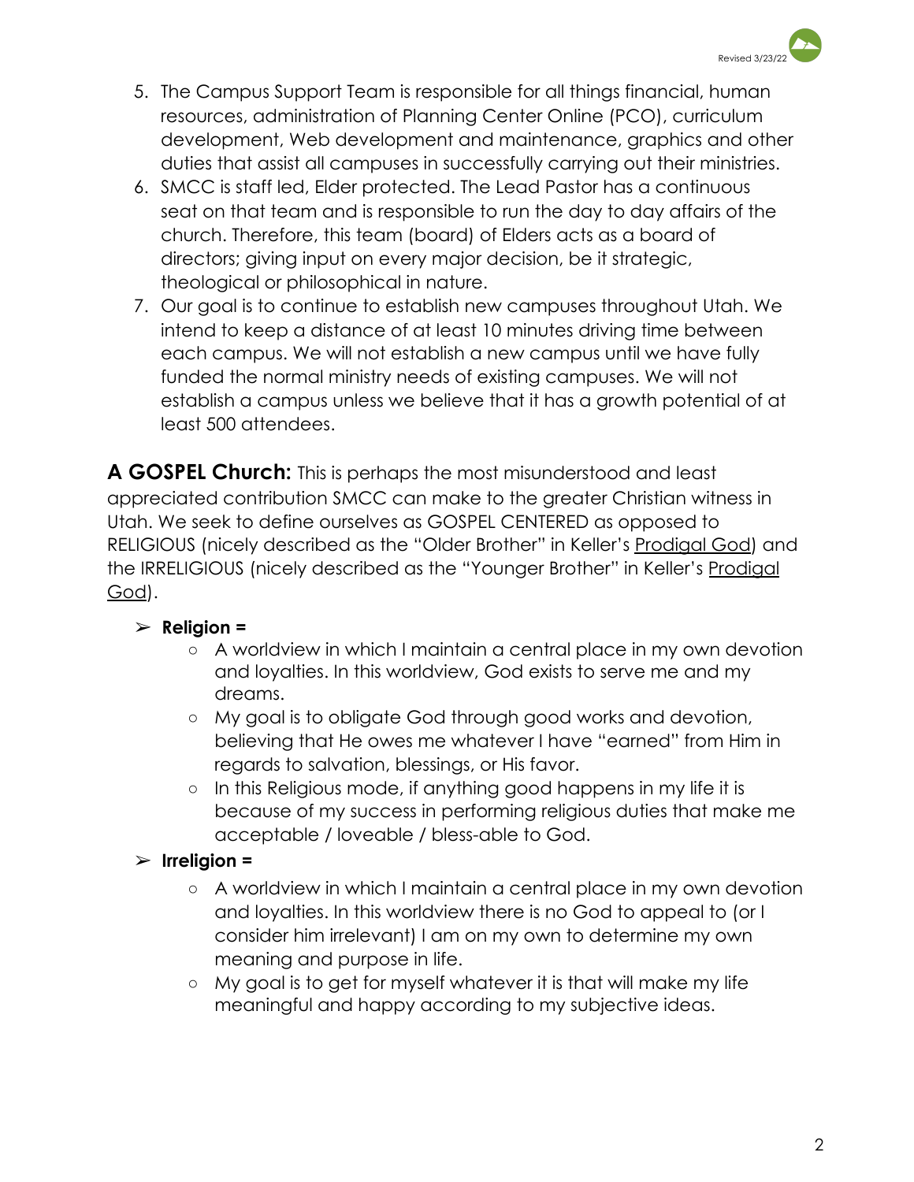5. The Campus Support Team is responsible for all things financial, human resources, administration of Planning Center Online (PCO), curriculum development, Web development and maintenance, graphics and other duties that assist all campuses in successfully carrying out their ministries.
6. SMCC is staff led, Elder protected. The Lead Pastor has a continuous seat on that team and is responsible to run the day to day affairs of the church. Therefore, this team (board) of Elders acts as a board of directors; giving input on every major decision, be it strategic, theological or philosophical in nature.
7. Our goal is to continue to establish new campuses throughout Utah. We intend to keep a distance of at least 10 minutes driving time between each campus. We will not establish a new campus until we have fully funded the normal ministry needs of existing campuses. We will not establish a campus unless we believe that it has a growth potential of at least 500 attendees.

**A GOSPEL Church:** This is perhaps the most misunderstood and least appreciated contribution SMCC can make to the greater Christian witness in Utah. We seek to define ourselves as GOSPEL CENTERED as opposed to RELIGIOUS (nicely described as the "Older Brother" in Keller's Prodigal God) and the IRRELIGIOUS (nicely described as the "Younger Brother" in Keller's Prodigal God).

- **Religion =**
  - A worldview in which I maintain a central place in my own devotion and loyalties. In this worldview, God exists to serve me and my dreams.
  - My goal is to obligate God through good works and devotion, believing that He owes me whatever I have "earned" from Him in regards to salvation, blessings, or His favor.
  - In this Religious mode, if anything good happens in my life it is because of my success in performing religious duties that make me acceptable / loveable / bless-able to God.
- **Irreligion =**
  - A worldview in which I maintain a central place in my own devotion and loyalties. In this worldview there is no God to appeal to (or I consider him irrelevant) I am on my own to determine my own meaning and purpose in life.
  - My goal is to get for myself whatever it is that will make my life meaningful and happy according to my subjective ideas.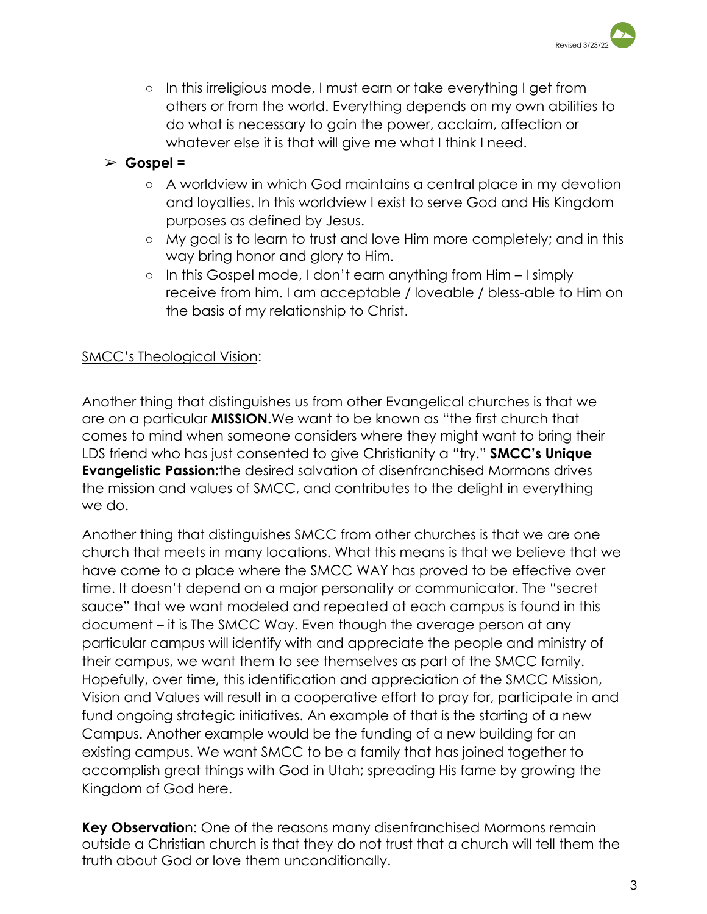- In this irreligious mode, I must earn or take everything I get from others or from the world. Everything depends on my own abilities to do what is necessary to gain the power, acclaim, affection or whatever else it is that will give me what I think I need.

- **Gospel =**
    - A worldview in which God maintains a central place in my devotion and loyalties. In this worldview I exist to serve God and His Kingdom purposes as defined by Jesus.
    - My goal is to learn to trust and love Him more completely; and in this way bring honor and glory to Him.
    - In this Gospel mode, I don't earn anything from Him – I simply receive from him. I am acceptable / loveable / bless-able to Him on the basis of my relationship to Christ.

<u>SMCC's Theological Vision</u>:

Another thing that distinguishes us from other Evangelical churches is that we are on a particular **MISSION.**We want to be known as "the first church that comes to mind when someone considers where they might want to bring their LDS friend who has just consented to give Christianity a "try." **SMCC's Unique Evangelistic Passion:**the desired salvation of disenfranchised Mormons drives the mission and values of SMCC, and contributes to the delight in everything we do.

Another thing that distinguishes SMCC from other churches is that we are one church that meets in many locations. What this means is that we believe that we have come to a place where the SMCC WAY has proved to be effective over time. It doesn't depend on a major personality or communicator. The "secret sauce" that we want modeled and repeated at each campus is found in this document – it is The SMCC Way. Even though the average person at any particular campus will identify with and appreciate the people and ministry of their campus, we want them to see themselves as part of the SMCC family. Hopefully, over time, this identification and appreciation of the SMCC Mission, Vision and Values will result in a cooperative effort to pray for, participate in and fund ongoing strategic initiatives. An example of that is the starting of a new Campus. Another example would be the funding of a new building for an existing campus. We want SMCC to be a family that has joined together to accomplish great things with God in Utah; spreading His fame by growing the Kingdom of God here.

**Key Observatio**n: One of the reasons many disenfranchised Mormons remain outside a Christian church is that they do not trust that a church will tell them the truth about God or love them unconditionally.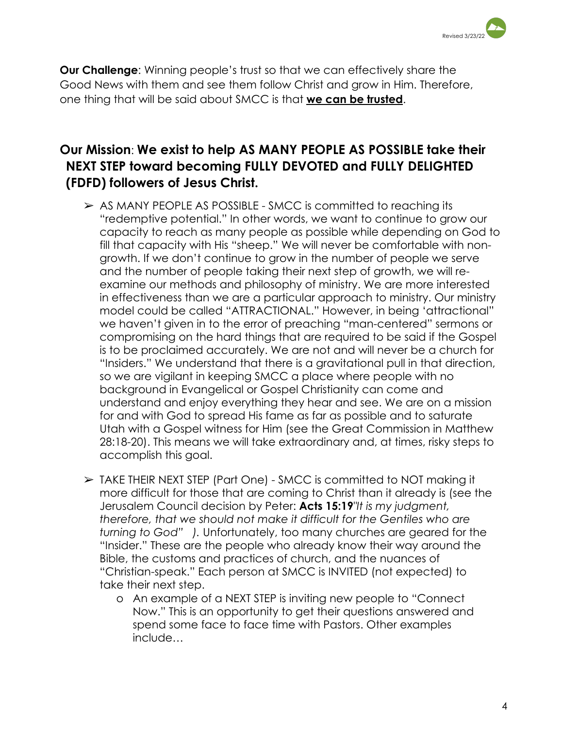**Our Challenge**: Winning people's trust so that we can effectively share the Good News with them and see them follow Christ and grow in Him. Therefore, one thing that will be said about SMCC is that **<u>we can be trusted</u>**.

## Our Mission: We exist to help AS MANY PEOPLE AS POSSIBLE take their NEXT STEP toward becoming FULLY DEVOTED and FULLY DELIGHTED (FDFD) followers of Jesus Christ.

- AS MANY PEOPLE AS POSSIBLE - SMCC is committed to reaching its "redemptive potential." In other words, we want to continue to grow our capacity to reach as many people as possible while depending on God to fill that capacity with His "sheep." We will never be comfortable with non-growth. If we don't continue to grow in the number of people we serve and the number of people taking their next step of growth, we will re-examine our methods and philosophy of ministry. We are more interested in effectiveness than we are a particular approach to ministry. Our ministry model could be called "ATTRACTIONAL." However, in being 'attractional" we haven't given in to the error of preaching "man-centered" sermons or compromising on the hard things that are required to be said if the Gospel is to be proclaimed accurately. We are not and will never be a church for "Insiders." We understand that there is a gravitational pull in that direction, so we are vigilant in keeping SMCC a place where people with no background in Evangelical or Gospel Christianity can come and understand and enjoy everything they hear and see. We are on a mission for and with God to spread His fame as far as possible and to saturate Utah with a Gospel witness for Him (see the Great Commission in Matthew 28:18-20). This means we will take extraordinary and, at times, risky steps to accomplish this goal.

- TAKE THEIR NEXT STEP (Part One) - SMCC is committed to NOT making it more difficult for those that are coming to Christ than it already is (see the Jerusalem Council decision by Peter: **Acts 15:19**"*It is my judgment, therefore, that we should not make it difficult for the Gentiles who are turning to God"* *)*. Unfortunately, too many churches are geared for the "Insider." These are the people who already know their way around the Bible, the customs and practices of church, and the nuances of "Christian-speak." Each person at SMCC is INVITED (not expected) to take their next step.
  - An example of a NEXT STEP is inviting new people to "Connect Now." This is an opportunity to get their questions answered and spend some face to face time with Pastors. Other examples include…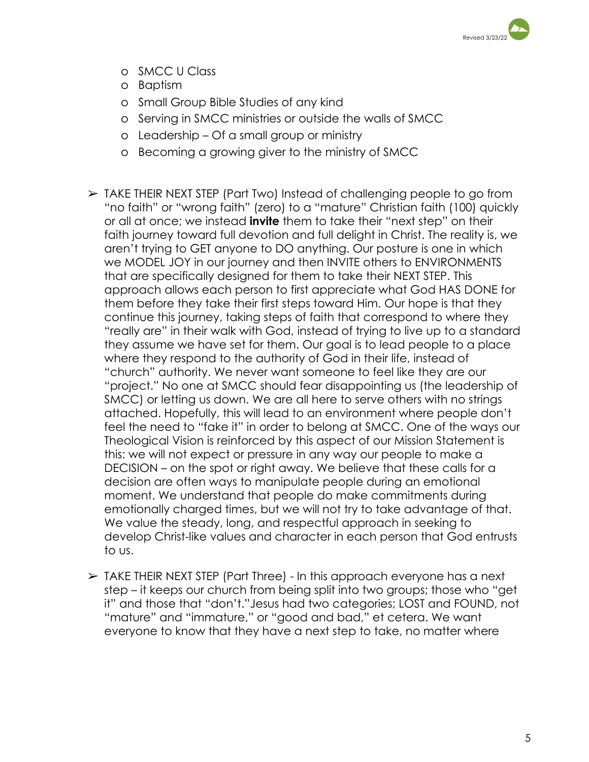- SMCC U Class
- Baptism
- Small Group Bible Studies of any kind
- Serving in SMCC ministries or outside the walls of SMCC
- Leadership – Of a small group or ministry
- Becoming a growing giver to the ministry of SMCC

➢ TAKE THEIR NEXT STEP (Part Two) Instead of challenging people to go from "no faith" or "wrong faith" (zero) to a "mature" Christian faith (100) quickly or all at once; we instead **invite** them to take their "next step" on their faith journey toward full devotion and full delight in Christ. The reality is, we aren't trying to GET anyone to DO anything. Our posture is one in which we MODEL JOY in our journey and then INVITE others to ENVIRONMENTS that are specifically designed for them to take their NEXT STEP. This approach allows each person to first appreciate what God HAS DONE for them before they take their first steps toward Him. Our hope is that they continue this journey, taking steps of faith that correspond to where they "really are" in their walk with God, instead of trying to live up to a standard they assume we have set for them. Our goal is to lead people to a place where they respond to the authority of God in their life, instead of "church" authority. We never want someone to feel like they are our "project." No one at SMCC should fear disappointing us (the leadership of SMCC) or letting us down. We are all here to serve others with no strings attached. Hopefully, this will lead to an environment where people don't feel the need to "fake it" in order to belong at SMCC. One of the ways our Theological Vision is reinforced by this aspect of our Mission Statement is this: we will not expect or pressure in any way our people to make a DECISION – on the spot or right away. We believe that these calls for a decision are often ways to manipulate people during an emotional moment. We understand that people do make commitments during emotionally charged times, but we will not try to take advantage of that. We value the steady, long, and respectful approach in seeking to develop Christ-like values and character in each person that God entrusts to us.

➢ TAKE THEIR NEXT STEP (Part Three) - In this approach everyone has a next step – it keeps our church from being split into two groups; those who "get it" and those that "don't."Jesus had two categories; LOST and FOUND, not "mature" and "immature," or "good and bad," et cetera. We want everyone to know that they have a next step to take, no matter where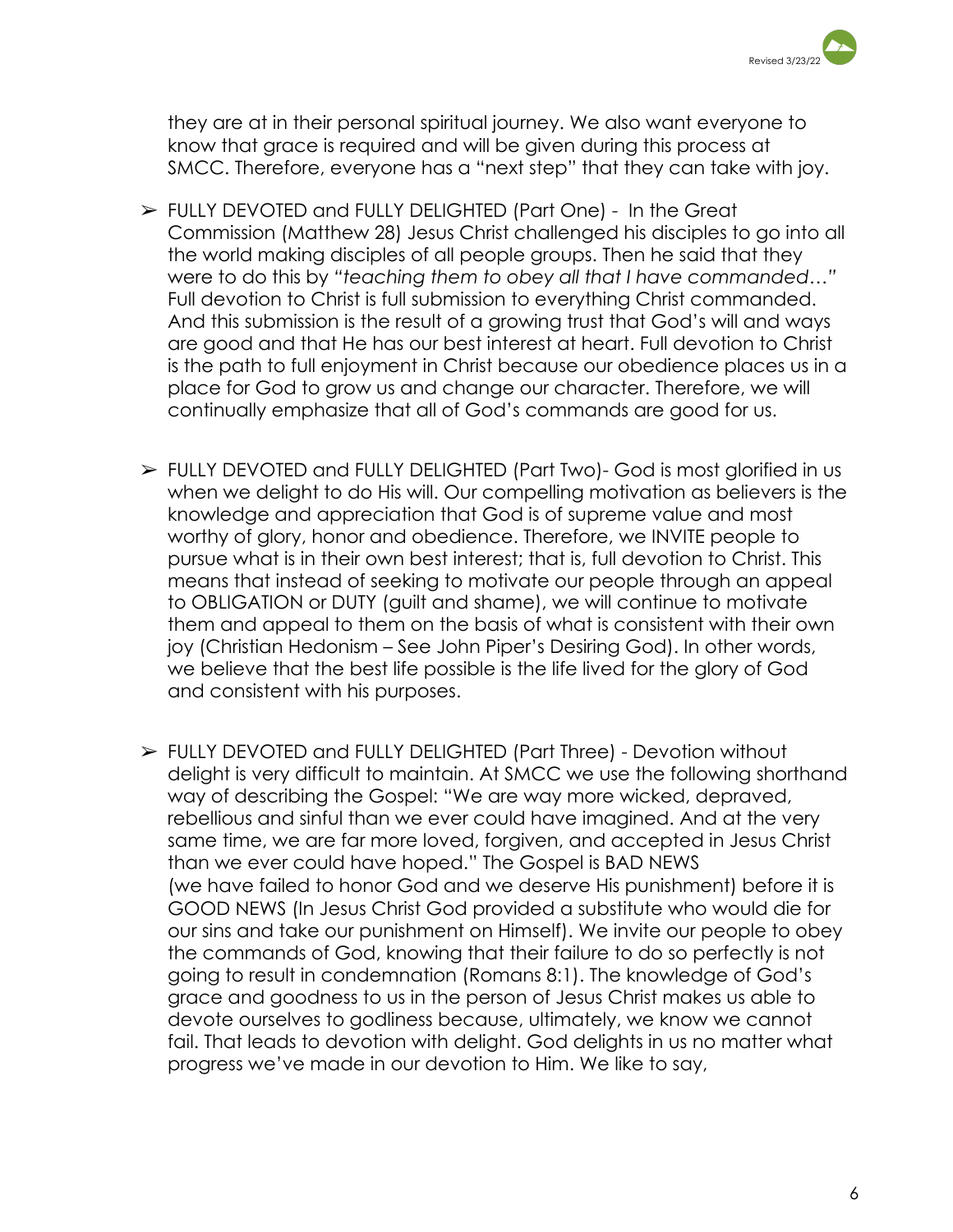they are at in their personal spiritual journey. We also want everyone to know that grace is required and will be given during this process at SMCC. Therefore, everyone has a "next step" that they can take with joy.

- FULLY DEVOTED and FULLY DELIGHTED (Part One) - In the Great Commission (Matthew 28) Jesus Christ challenged his disciples to go into all the world making disciples of all people groups. Then he said that they were to do this by *"teaching them to obey all that I have commanded…"* Full devotion to Christ is full submission to everything Christ commanded. And this submission is the result of a growing trust that God's will and ways are good and that He has our best interest at heart. Full devotion to Christ is the path to full enjoyment in Christ because our obedience places us in a place for God to grow us and change our character. Therefore, we will continually emphasize that all of God's commands are good for us.

- FULLY DEVOTED and FULLY DELIGHTED (Part Two)- God is most glorified in us when we delight to do His will. Our compelling motivation as believers is the knowledge and appreciation that God is of supreme value and most worthy of glory, honor and obedience. Therefore, we INVITE people to pursue what is in their own best interest; that is, full devotion to Christ. This means that instead of seeking to motivate our people through an appeal to OBLIGATION or DUTY (guilt and shame), we will continue to motivate them and appeal to them on the basis of what is consistent with their own joy (Christian Hedonism – See John Piper's Desiring God). In other words, we believe that the best life possible is the life lived for the glory of God and consistent with his purposes.

- FULLY DEVOTED and FULLY DELIGHTED (Part Three) - Devotion without delight is very difficult to maintain. At SMCC we use the following shorthand way of describing the Gospel: "We are way more wicked, depraved, rebellious and sinful than we ever could have imagined. And at the very same time, we are far more loved, forgiven, and accepted in Jesus Christ than we ever could have hoped." The Gospel is BAD NEWS (we have failed to honor God and we deserve His punishment) before it is GOOD NEWS (In Jesus Christ God provided a substitute who would die for our sins and take our punishment on Himself). We invite our people to obey the commands of God, knowing that their failure to do so perfectly is not going to result in condemnation (Romans 8:1). The knowledge of God's grace and goodness to us in the person of Jesus Christ makes us able to devote ourselves to godliness because, ultimately, we know we cannot fail. That leads to devotion with delight. God delights in us no matter what progress we've made in our devotion to Him. We like to say,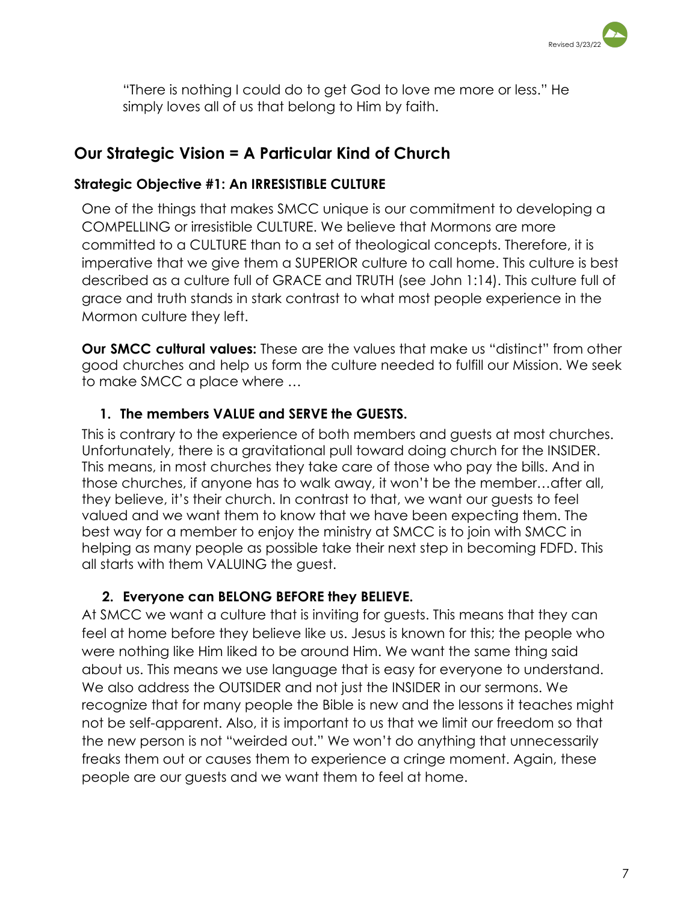"There is nothing I could do to get God to love me more or less." He simply loves all of us that belong to Him by faith.

## Our Strategic Vision = A Particular Kind of Church

### Strategic Objective #1: An IRRESISTIBLE CULTURE

One of the things that makes SMCC unique is our commitment to developing a COMPELLING or irresistible CULTURE. We believe that Mormons are more committed to a CULTURE than to a set of theological concepts. Therefore, it is imperative that we give them a SUPERIOR culture to call home. This culture is best described as a culture full of GRACE and TRUTH (see John 1:14). This culture full of grace and truth stands in stark contrast to what most people experience in the Mormon culture they left.

**Our SMCC cultural values:** These are the values that make us "distinct" from other good churches and help us form the culture needed to fulfill our Mission. We seek to make SMCC a place where …

1. **The members VALUE and SERVE the GUESTS.**

This is contrary to the experience of both members and guests at most churches. Unfortunately, there is a gravitational pull toward doing church for the INSIDER. This means, in most churches they take care of those who pay the bills. And in those churches, if anyone has to walk away, it won't be the member…after all, they believe, it's their church. In contrast to that, we want our guests to feel valued and we want them to know that we have been expecting them. The best way for a member to enjoy the ministry at SMCC is to join with SMCC in helping as many people as possible take their next step in becoming FDFD. This all starts with them VALUING the guest.

2. **Everyone can BELONG BEFORE they BELIEVE.**

At SMCC we want a culture that is inviting for guests. This means that they can feel at home before they believe like us. Jesus is known for this; the people who were nothing like Him liked to be around Him. We want the same thing said about us. This means we use language that is easy for everyone to understand. We also address the OUTSIDER and not just the INSIDER in our sermons. We recognize that for many people the Bible is new and the lessons it teaches might not be self-apparent. Also, it is important to us that we limit our freedom so that the new person is not "weirded out." We won't do anything that unnecessarily freaks them out or causes them to experience a cringe moment. Again, these people are our guests and we want them to feel at home.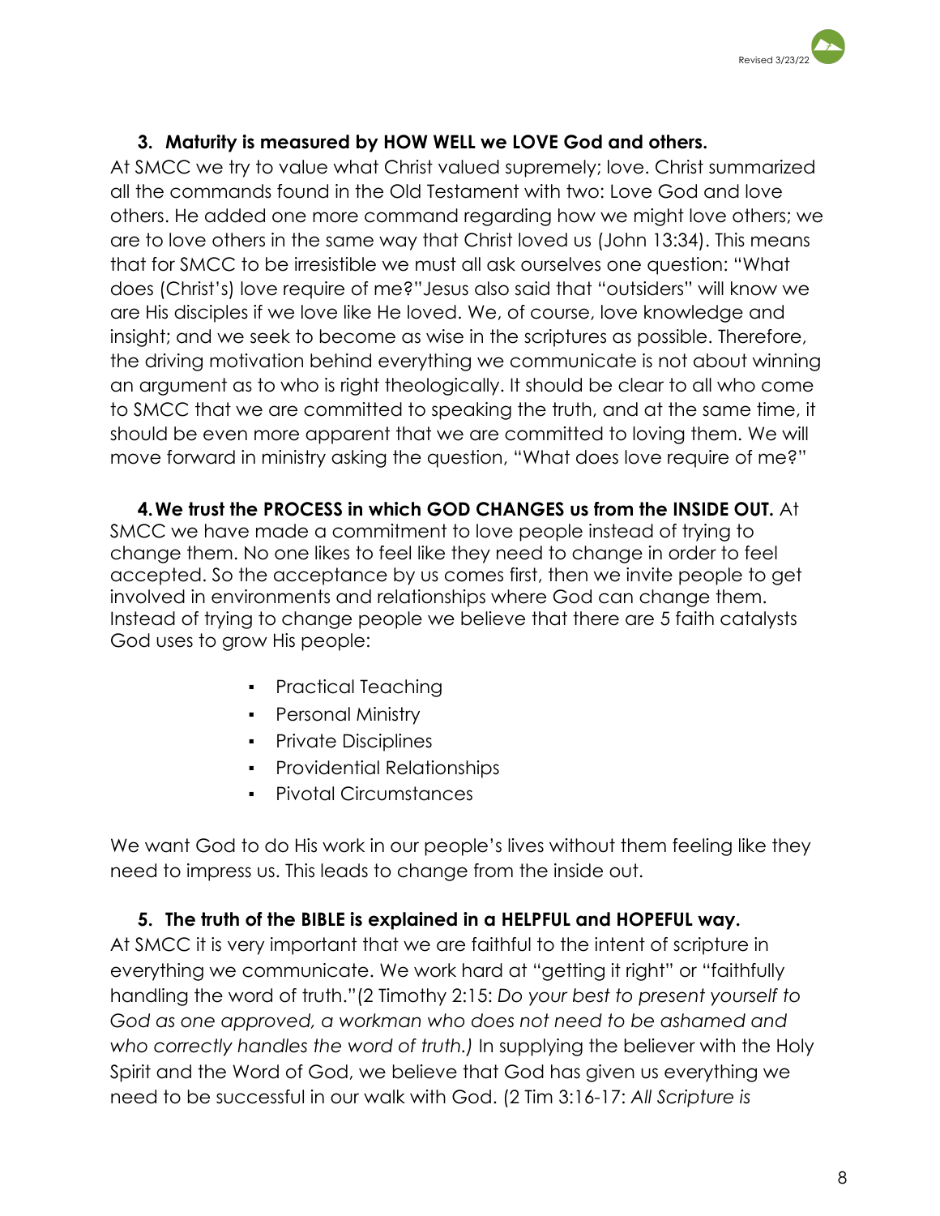3. **Maturity is measured by HOW WELL we LOVE God and others.**

At SMCC we try to value what Christ valued supremely; love. Christ summarized all the commands found in the Old Testament with two: Love God and love others. He added one more command regarding how we might love others; we are to love others in the same way that Christ loved us (John 13:34). This means that for SMCC to be irresistible we must all ask ourselves one question: "What does (Christ's) love require of me?"Jesus also said that "outsiders" will know we are His disciples if we love like He loved. We, of course, love knowledge and insight; and we seek to become as wise in the scriptures as possible. Therefore, the driving motivation behind everything we communicate is not about winning an argument as to who is right theologically. It should be clear to all who come to SMCC that we are committed to speaking the truth, and at the same time, it should be even more apparent that we are committed to loving them. We will move forward in ministry asking the question, "What does love require of me?"

4. **We trust the PROCESS in which GOD CHANGES us from the INSIDE OUT.** At SMCC we have made a commitment to love people instead of trying to change them. No one likes to feel like they need to change in order to feel accepted. So the acceptance by us comes first, then we invite people to get involved in environments and relationships where God can change them. Instead of trying to change people we believe that there are 5 faith catalysts God uses to grow His people:

- Practical Teaching
- Personal Ministry
- Private Disciplines
- Providential Relationships
- Pivotal Circumstances

We want God to do His work in our people's lives without them feeling like they need to impress us. This leads to change from the inside out.

5. **The truth of the BIBLE is explained in a HELPFUL and HOPEFUL way.**

At SMCC it is very important that we are faithful to the intent of scripture in everything we communicate. We work hard at "getting it right" or "faithfully handling the word of truth."(2 Timothy 2:15: *Do your best to present yourself to God as one approved, a workman who does not need to be ashamed and who correctly handles the word of truth.)* In supplying the believer with the Holy Spirit and the Word of God, we believe that God has given us everything we need to be successful in our walk with God. (2 Tim 3:16-17: *All Scripture is*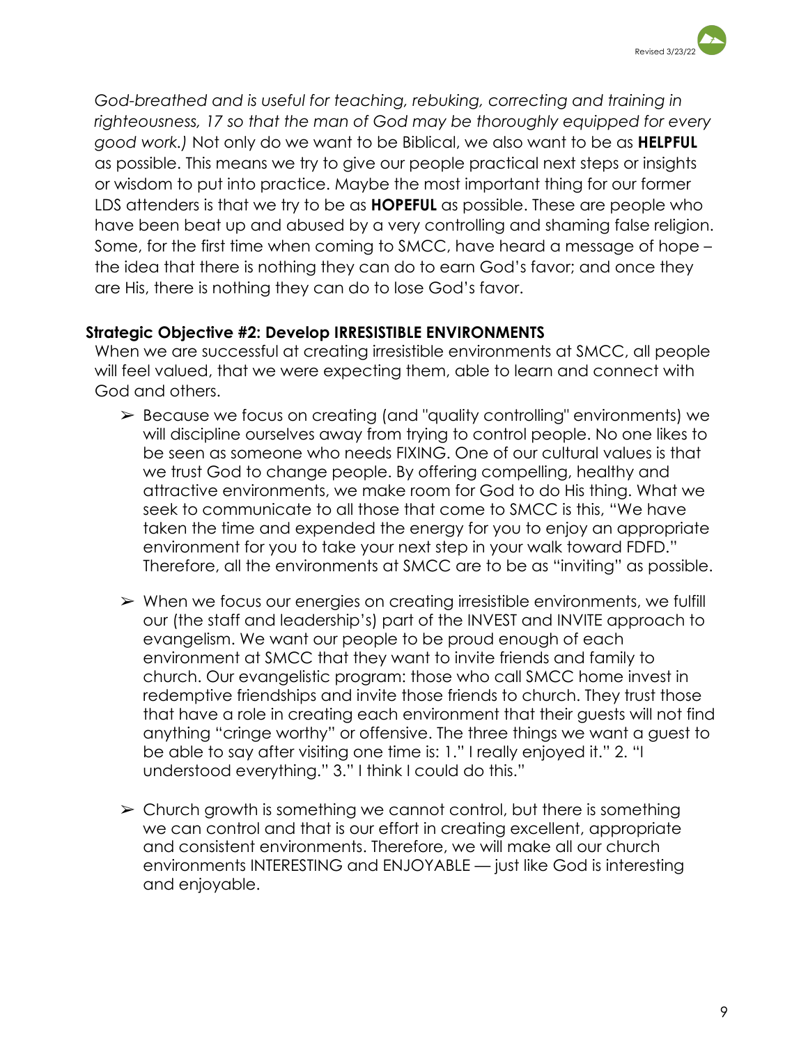*God-breathed and is useful for teaching, rebuking, correcting and training in righteousness, 17 so that the man of God may be thoroughly equipped for every good work.)* Not only do we want to be Biblical, we also want to be as **HELPFUL** as possible. This means we try to give our people practical next steps or insights or wisdom to put into practice. Maybe the most important thing for our former LDS attenders is that we try to be as **HOPEFUL** as possible. These are people who have been beat up and abused by a very controlling and shaming false religion. Some, for the first time when coming to SMCC, have heard a message of hope – the idea that there is nothing they can do to earn God's favor; and once they are His, there is nothing they can do to lose God's favor.

**Strategic Objective #2: Develop IRRESISTIBLE ENVIRONMENTS**

When we are successful at creating irresistible environments at SMCC, all people will feel valued, that we were expecting them, able to learn and connect with God and others.

- ➢ Because we focus on creating (and "quality controlling" environments) we will discipline ourselves away from trying to control people. No one likes to be seen as someone who needs FIXING. One of our cultural values is that we trust God to change people. By offering compelling, healthy and attractive environments, we make room for God to do His thing. What we seek to communicate to all those that come to SMCC is this, "We have taken the time and expended the energy for you to enjoy an appropriate environment for you to take your next step in your walk toward FDFD." Therefore, all the environments at SMCC are to be as "inviting" as possible.

- ➢ When we focus our energies on creating irresistible environments, we fulfill our (the staff and leadership's) part of the INVEST and INVITE approach to evangelism. We want our people to be proud enough of each environment at SMCC that they want to invite friends and family to church. Our evangelistic program: those who call SMCC home invest in redemptive friendships and invite those friends to church. They trust those that have a role in creating each environment that their guests will not find anything "cringe worthy" or offensive. The three things we want a guest to be able to say after visiting one time is: 1." I really enjoyed it." 2. "I understood everything." 3." I think I could do this."

- ➢ Church growth is something we cannot control, but there is something we can control and that is our effort in creating excellent, appropriate and consistent environments. Therefore, we will make all our church environments INTERESTING and ENJOYABLE — just like God is interesting and enjoyable.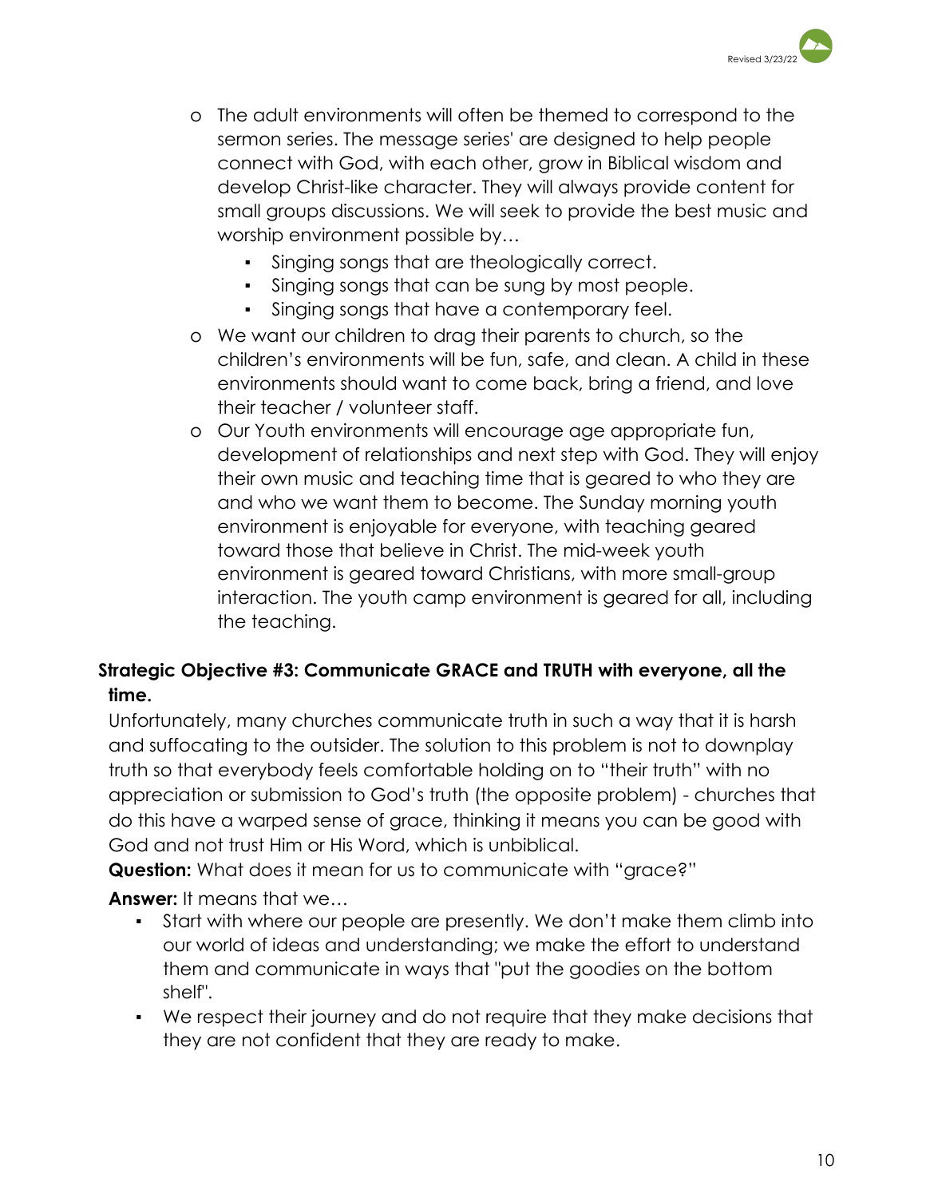- The adult environments will often be themed to correspond to the sermon series. The message series' are designed to help people connect with God, with each other, grow in Biblical wisdom and develop Christ-like character. They will always provide content for small groups discussions. We will seek to provide the best music and worship environment possible by…
  - Singing songs that are theologically correct.
  - Singing songs that can be sung by most people.
  - Singing songs that have a contemporary feel.
- We want our children to drag their parents to church, so the children's environments will be fun, safe, and clean. A child in these environments should want to come back, bring a friend, and love their teacher / volunteer staff.
- Our Youth environments will encourage age appropriate fun, development of relationships and next step with God. They will enjoy their own music and teaching time that is geared to who they are and who we want them to become. The Sunday morning youth environment is enjoyable for everyone, with teaching geared toward those that believe in Christ. The mid-week youth environment is geared toward Christians, with more small-group interaction. The youth camp environment is geared for all, including the teaching.

**Strategic Objective #3: Communicate GRACE and TRUTH with everyone, all the time.**

Unfortunately, many churches communicate truth in such a way that it is harsh and suffocating to the outsider. The solution to this problem is not to downplay truth so that everybody feels comfortable holding on to "their truth" with no appreciation or submission to God's truth (the opposite problem) - churches that do this have a warped sense of grace, thinking it means you can be good with God and not trust Him or His Word, which is unbiblical.

**Question:** What does it mean for us to communicate with "grace?"

**Answer:** It means that we…

- Start with where our people are presently. We don't make them climb into our world of ideas and understanding; we make the effort to understand them and communicate in ways that "put the goodies on the bottom shelf".
- We respect their journey and do not require that they make decisions that they are not confident that they are ready to make.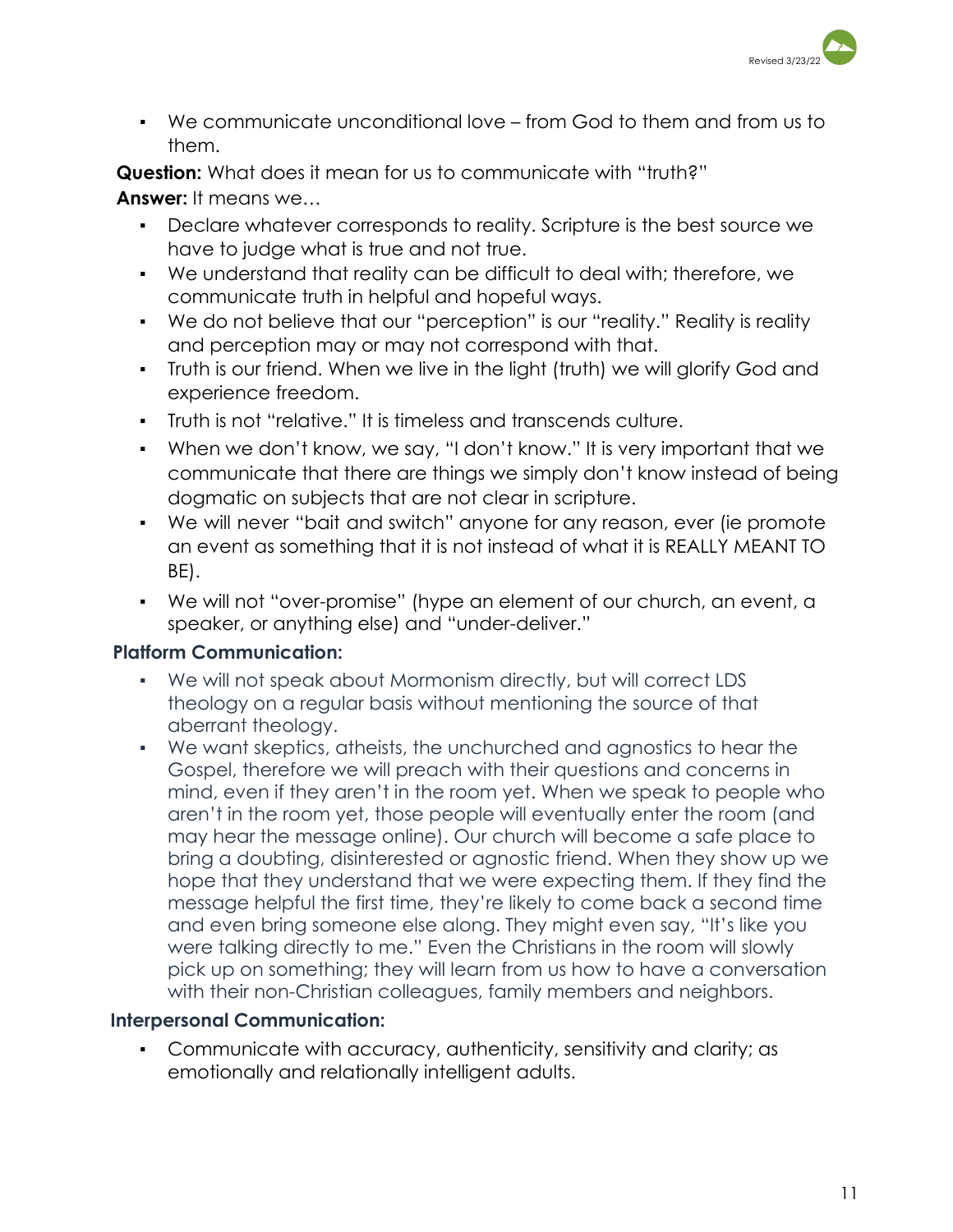- We communicate unconditional love – from God to them and from us to them.

**Question:** What does it mean for us to communicate with "truth?"

**Answer:** It means we…

- Declare whatever corresponds to reality. Scripture is the best source we have to judge what is true and not true.
- We understand that reality can be difficult to deal with; therefore, we communicate truth in helpful and hopeful ways.
- We do not believe that our "perception" is our "reality." Reality is reality and perception may or may not correspond with that.
- Truth is our friend. When we live in the light (truth) we will glorify God and experience freedom.
- Truth is not "relative." It is timeless and transcends culture.
- When we don't know, we say, "I don't know." It is very important that we communicate that there are things we simply don't know instead of being dogmatic on subjects that are not clear in scripture.
- We will never "bait and switch" anyone for any reason, ever (ie promote an event as something that it is not instead of what it is REALLY MEANT TO BE).
- We will not "over-promise" (hype an element of our church, an event, a speaker, or anything else) and "under-deliver."

**Platform Communication:**

- We will not speak about Mormonism directly, but will correct LDS theology on a regular basis without mentioning the source of that aberrant theology.
- We want skeptics, atheists, the unchurched and agnostics to hear the Gospel, therefore we will preach with their questions and concerns in mind, even if they aren't in the room yet. When we speak to people who aren't in the room yet, those people will eventually enter the room (and may hear the message online). Our church will become a safe place to bring a doubting, disinterested or agnostic friend. When they show up we hope that they understand that we were expecting them. If they find the message helpful the first time, they're likely to come back a second time and even bring someone else along. They might even say, "It's like you were talking directly to me." Even the Christians in the room will slowly pick up on something; they will learn from us how to have a conversation with their non-Christian colleagues, family members and neighbors.

**Interpersonal Communication:**

- Communicate with accuracy, authenticity, sensitivity and clarity; as emotionally and relationally intelligent adults.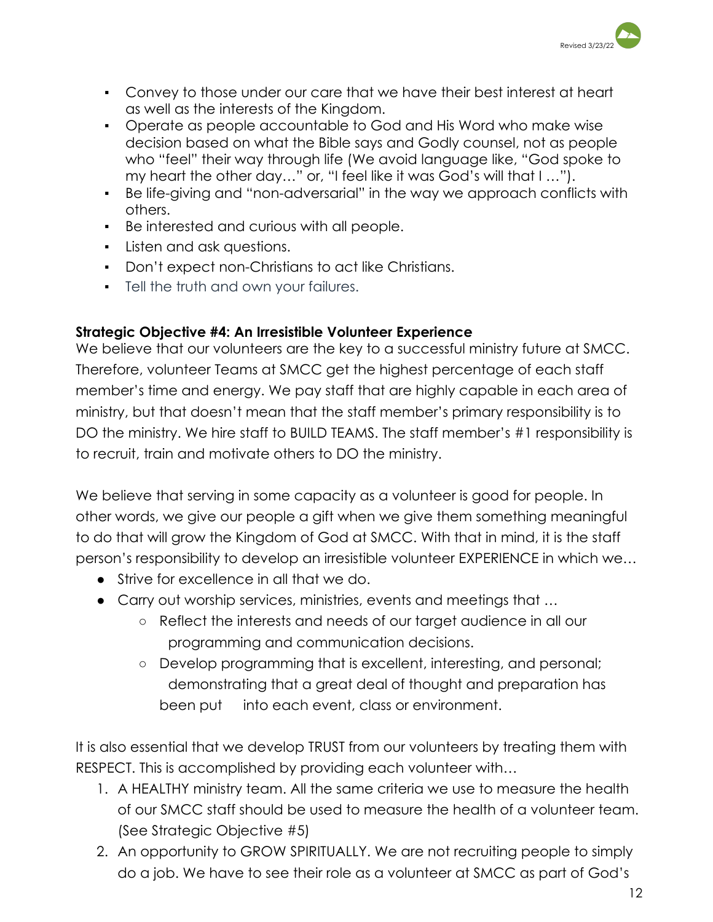- Convey to those under our care that we have their best interest at heart as well as the interests of the Kingdom.
- Operate as people accountable to God and His Word who make wise decision based on what the Bible says and Godly counsel, not as people who "feel" their way through life (We avoid language like, "God spoke to my heart the other day…" or, "I feel like it was God's will that I …").
- Be life-giving and "non-adversarial" in the way we approach conflicts with others.
- Be interested and curious with all people.
- Listen and ask questions.
- Don't expect non-Christians to act like Christians.
- Tell the truth and own your failures.

**Strategic Objective #4: An Irresistible Volunteer Experience**

We believe that our volunteers are the key to a successful ministry future at SMCC. Therefore, volunteer Teams at SMCC get the highest percentage of each staff member's time and energy. We pay staff that are highly capable in each area of ministry, but that doesn't mean that the staff member's primary responsibility is to DO the ministry. We hire staff to BUILD TEAMS. The staff member's #1 responsibility is to recruit, train and motivate others to DO the ministry.

We believe that serving in some capacity as a volunteer is good for people. In other words, we give our people a gift when we give them something meaningful to do that will grow the Kingdom of God at SMCC. With that in mind, it is the staff person's responsibility to develop an irresistible volunteer EXPERIENCE in which we…

- Strive for excellence in all that we do.
- Carry out worship services, ministries, events and meetings that …
  - Reflect the interests and needs of our target audience in all our programming and communication decisions.
  - Develop programming that is excellent, interesting, and personal; demonstrating that a great deal of thought and preparation has been put into each event, class or environment.

It is also essential that we develop TRUST from our volunteers by treating them with RESPECT. This is accomplished by providing each volunteer with…

1. A HEALTHY ministry team. All the same criteria we use to measure the health of our SMCC staff should be used to measure the health of a volunteer team. (See Strategic Objective #5)
2. An opportunity to GROW SPIRITUALLY. We are not recruiting people to simply do a job. We have to see their role as a volunteer at SMCC as part of God's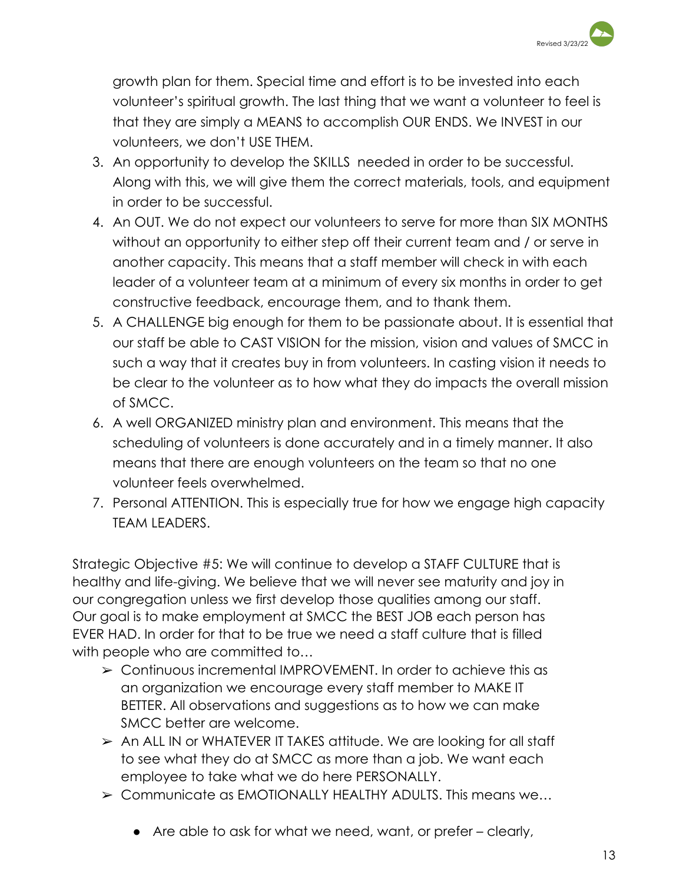growth plan for them. Special time and effort is to be invested into each volunteer's spiritual growth. The last thing that we want a volunteer to feel is that they are simply a MEANS to accomplish OUR ENDS. We INVEST in our volunteers, we don't USE THEM.

3. An opportunity to develop the SKILLS needed in order to be successful. Along with this, we will give them the correct materials, tools, and equipment in order to be successful.
4. An OUT. We do not expect our volunteers to serve for more than SIX MONTHS without an opportunity to either step off their current team and / or serve in another capacity. This means that a staff member will check in with each leader of a volunteer team at a minimum of every six months in order to get constructive feedback, encourage them, and to thank them.
5. A CHALLENGE big enough for them to be passionate about. It is essential that our staff be able to CAST VISION for the mission, vision and values of SMCC in such a way that it creates buy in from volunteers. In casting vision it needs to be clear to the volunteer as to how what they do impacts the overall mission of SMCC.
6. A well ORGANIZED ministry plan and environment. This means that the scheduling of volunteers is done accurately and in a timely manner. It also means that there are enough volunteers on the team so that no one volunteer feels overwhelmed.
7. Personal ATTENTION. This is especially true for how we engage high capacity TEAM LEADERS.

Strategic Objective #5: We will continue to develop a STAFF CULTURE that is healthy and life-giving. We believe that we will never see maturity and joy in our congregation unless we first develop those qualities among our staff. Our goal is to make employment at SMCC the BEST JOB each person has EVER HAD. In order for that to be true we need a staff culture that is filled with people who are committed to…

- ➢ Continuous incremental IMPROVEMENT. In order to achieve this as an organization we encourage every staff member to MAKE IT BETTER. All observations and suggestions as to how we can make SMCC better are welcome.
- ➢ An ALL IN or WHATEVER IT TAKES attitude. We are looking for all staff to see what they do at SMCC as more than a job. We want each employee to take what we do here PERSONALLY.
- ➢ Communicate as EMOTIONALLY HEALTHY ADULTS. This means we…
  - Are able to ask for what we need, want, or prefer – clearly,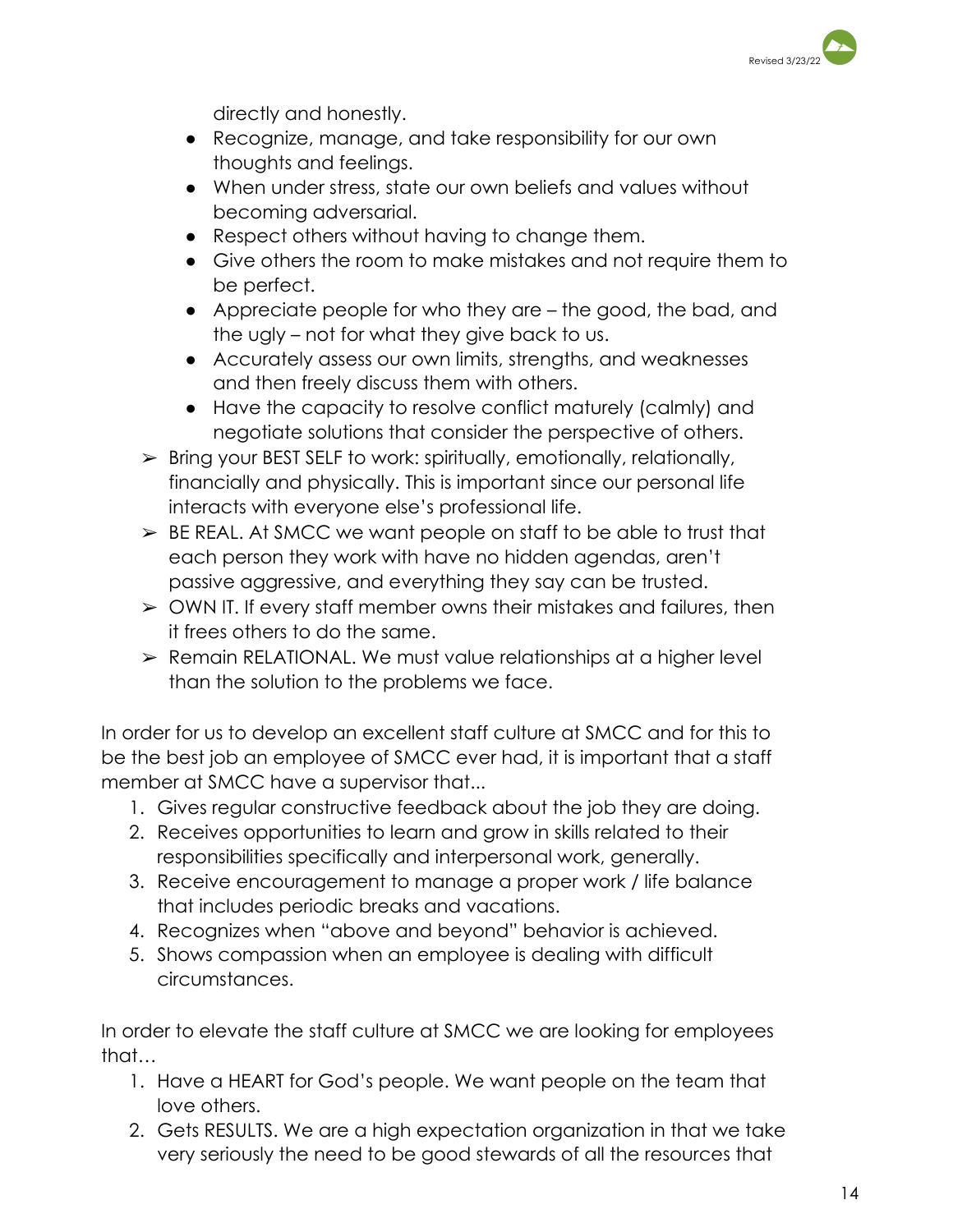directly and honestly.

- Recognize, manage, and take responsibility for our own thoughts and feelings.
- When under stress, state our own beliefs and values without becoming adversarial.
- Respect others without having to change them.
- Give others the room to make mistakes and not require them to be perfect.
- Appreciate people for who they are – the good, the bad, and the ugly – not for what they give back to us.
- Accurately assess our own limits, strengths, and weaknesses and then freely discuss them with others.
- Have the capacity to resolve conflict maturely (calmly) and negotiate solutions that consider the perspective of others.

➢ Bring your BEST SELF to work: spiritually, emotionally, relationally, financially and physically. This is important since our personal life interacts with everyone else's professional life.

➢ BE REAL. At SMCC we want people on staff to be able to trust that each person they work with have no hidden agendas, aren't passive aggressive, and everything they say can be trusted.

➢ OWN IT. If every staff member owns their mistakes and failures, then it frees others to do the same.

➢ Remain RELATIONAL. We must value relationships at a higher level than the solution to the problems we face.

In order for us to develop an excellent staff culture at SMCC and for this to be the best job an employee of SMCC ever had, it is important that a staff member at SMCC have a supervisor that...

1. Gives regular constructive feedback about the job they are doing.
2. Receives opportunities to learn and grow in skills related to their responsibilities specifically and interpersonal work, generally.
3. Receive encouragement to manage a proper work / life balance that includes periodic breaks and vacations.
4. Recognizes when "above and beyond" behavior is achieved.
5. Shows compassion when an employee is dealing with difficult circumstances.

In order to elevate the staff culture at SMCC we are looking for employees that…

1. Have a HEART for God's people. We want people on the team that love others.
2. Gets RESULTS. We are a high expectation organization in that we take very seriously the need to be good stewards of all the resources that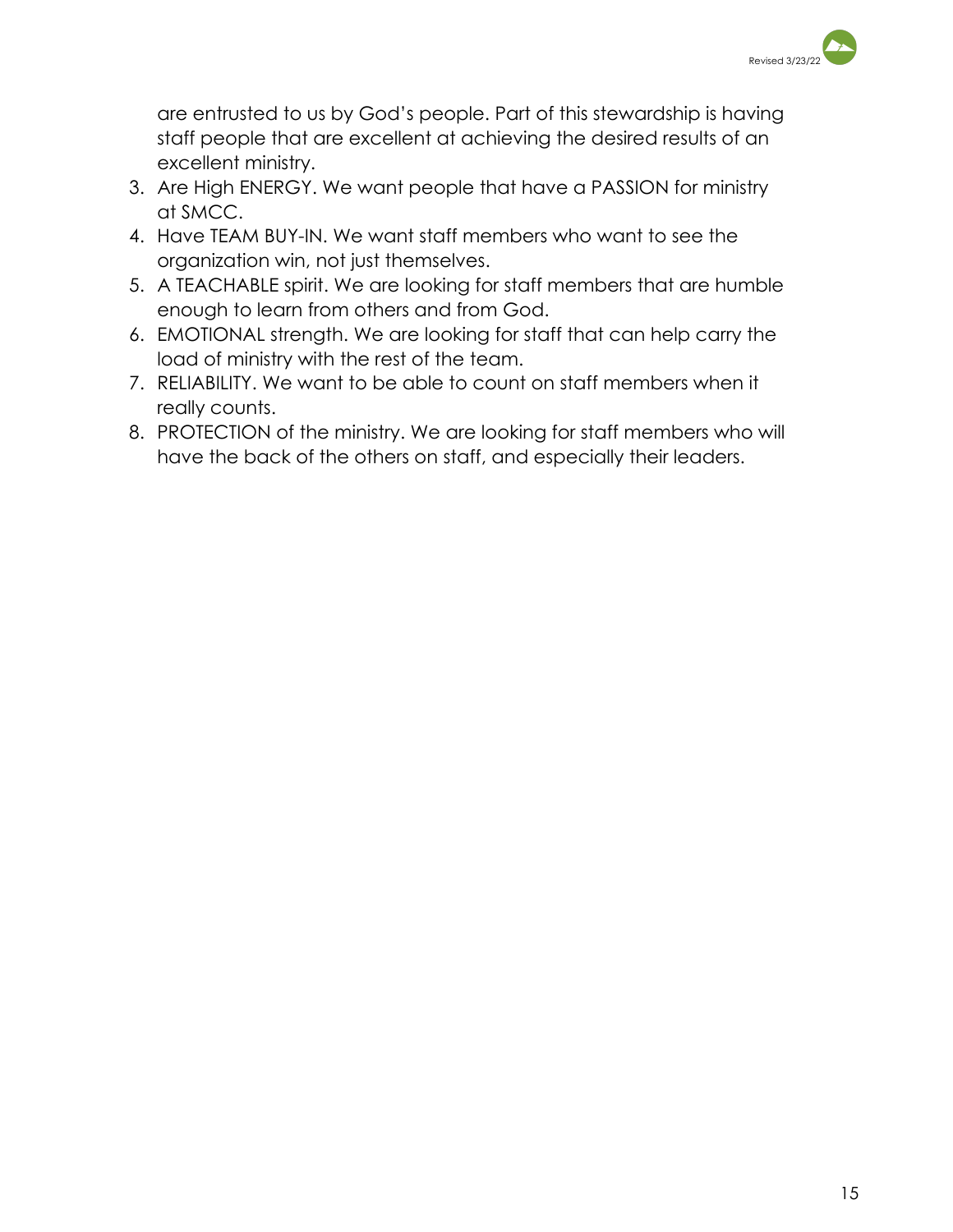are entrusted to us by God's people. Part of this stewardship is having staff people that are excellent at achieving the desired results of an excellent ministry.

3. Are High ENERGY. We want people that have a PASSION for ministry at SMCC.
4. Have TEAM BUY-IN. We want staff members who want to see the organization win, not just themselves.
5. A TEACHABLE spirit. We are looking for staff members that are humble enough to learn from others and from God.
6. EMOTIONAL strength. We are looking for staff that can help carry the load of ministry with the rest of the team.
7. RELIABILITY. We want to be able to count on staff members when it really counts.
8. PROTECTION of the ministry. We are looking for staff members who will have the back of the others on staff, and especially their leaders.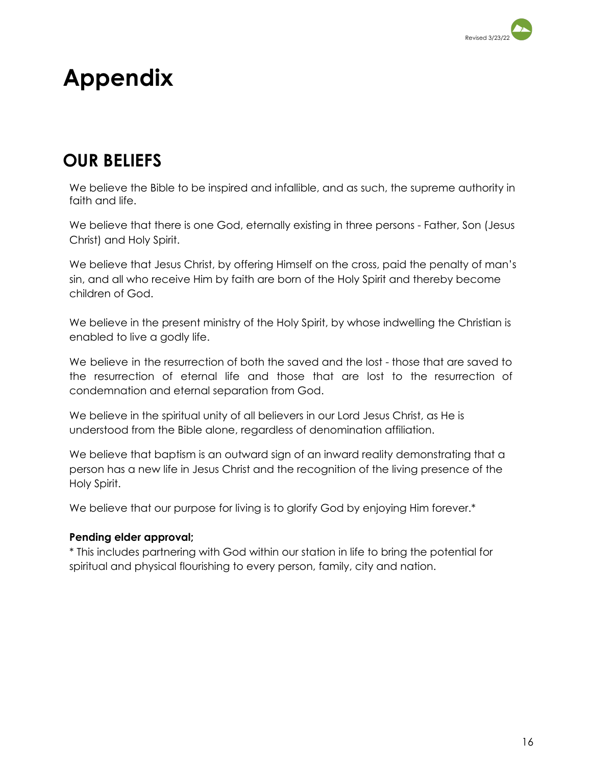# Appendix

## OUR BELIEFS

We believe the Bible to be inspired and infallible, and as such, the supreme authority in faith and life.

We believe that there is one God, eternally existing in three persons - Father, Son (Jesus Christ) and Holy Spirit.

We believe that Jesus Christ, by offering Himself on the cross, paid the penalty of man's sin, and all who receive Him by faith are born of the Holy Spirit and thereby become children of God.

We believe in the present ministry of the Holy Spirit, by whose indwelling the Christian is enabled to live a godly life.

We believe in the resurrection of both the saved and the lost - those that are saved to the resurrection of eternal life and those that are lost to the resurrection of condemnation and eternal separation from God.

We believe in the spiritual unity of all believers in our Lord Jesus Christ, as He is understood from the Bible alone, regardless of denomination affiliation.

We believe that baptism is an outward sign of an inward reality demonstrating that a person has a new life in Jesus Christ and the recognition of the living presence of the Holy Spirit.

We believe that our purpose for living is to glorify God by enjoying Him forever.*

**Pending elder approval;**
* This includes partnering with God within our station in life to bring the potential for spiritual and physical flourishing to every person, family, city and nation.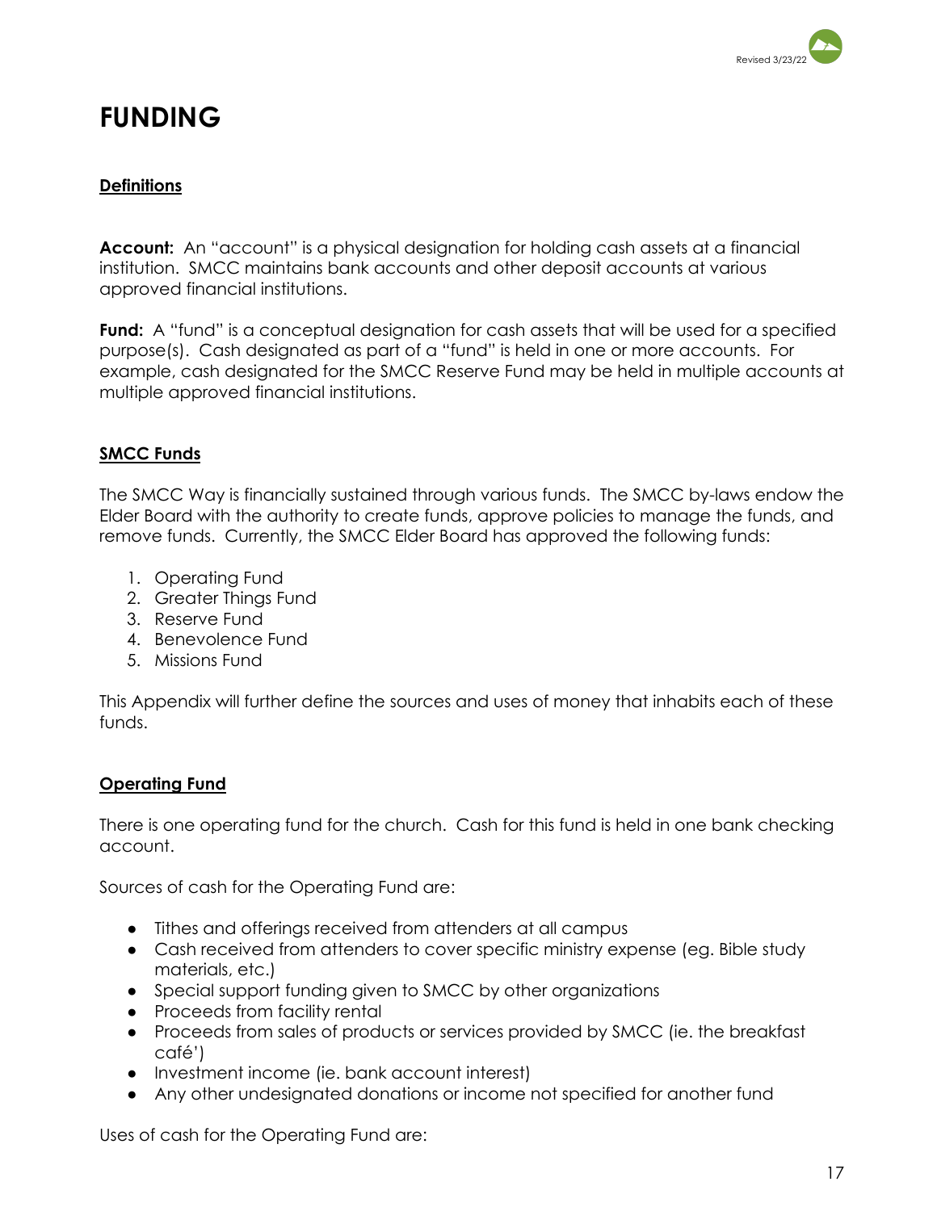# FUNDING

**Definitions**

**Account:** An "account" is a physical designation for holding cash assets at a financial institution. SMCC maintains bank accounts and other deposit accounts at various approved financial institutions.

**Fund:** A "fund" is a conceptual designation for cash assets that will be used for a specified purpose(s). Cash designated as part of a "fund" is held in one or more accounts. For example, cash designated for the SMCC Reserve Fund may be held in multiple accounts at multiple approved financial institutions.

**SMCC Funds**

The SMCC Way is financially sustained through various funds. The SMCC by-laws endow the Elder Board with the authority to create funds, approve policies to manage the funds, and remove funds. Currently, the SMCC Elder Board has approved the following funds:

1. Operating Fund
2. Greater Things Fund
3. Reserve Fund
4. Benevolence Fund
5. Missions Fund

This Appendix will further define the sources and uses of money that inhabits each of these funds.

**Operating Fund**

There is one operating fund for the church. Cash for this fund is held in one bank checking account.

Sources of cash for the Operating Fund are:

- Tithes and offerings received from attenders at all campus
- Cash received from attenders to cover specific ministry expense (eg. Bible study materials, etc.)
- Special support funding given to SMCC by other organizations
- Proceeds from facility rental
- Proceeds from sales of products or services provided by SMCC (ie. the breakfast café')
- Investment income (ie. bank account interest)
- Any other undesignated donations or income not specified for another fund

Uses of cash for the Operating Fund are: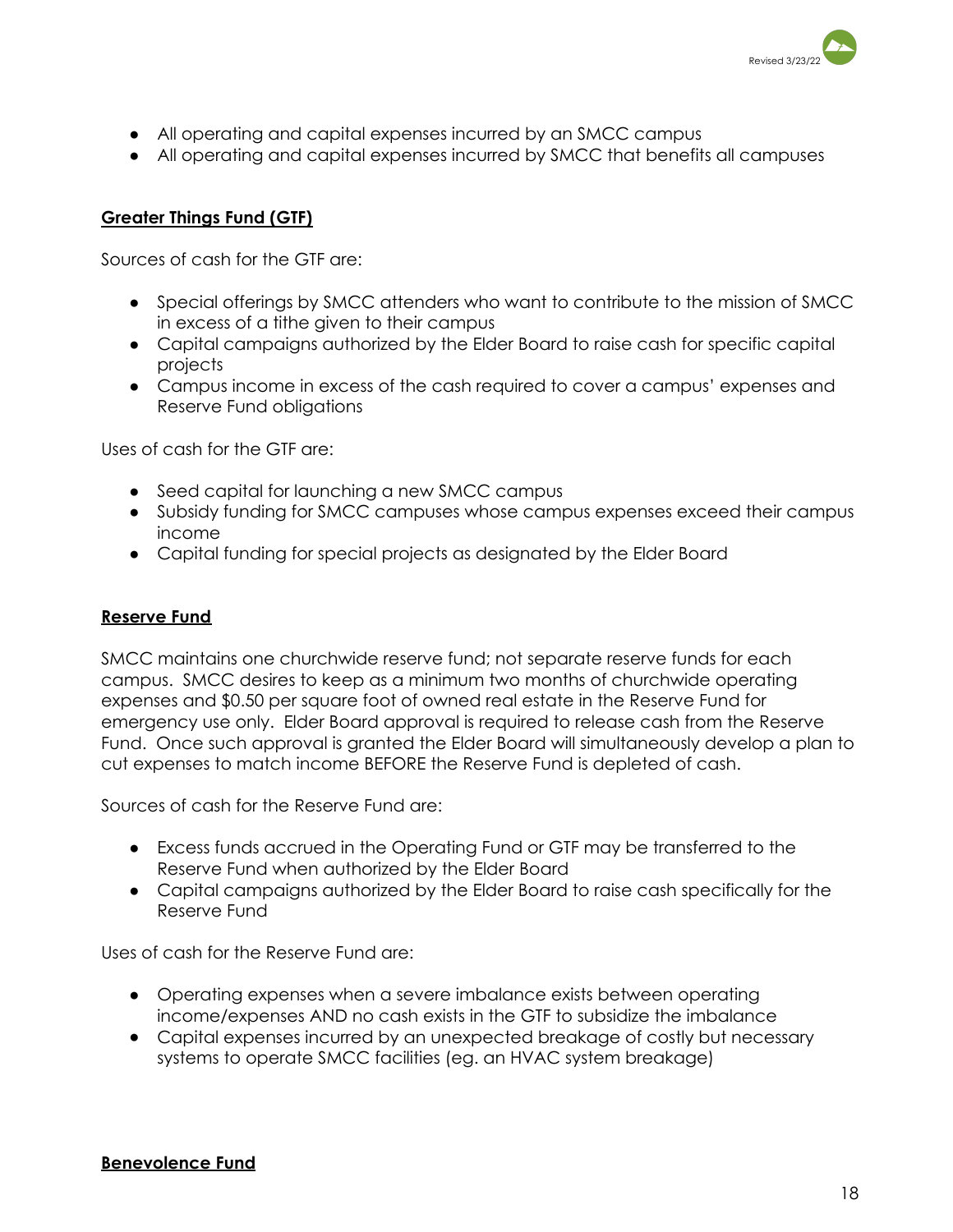- All operating and capital expenses incurred by an SMCC campus
- All operating and capital expenses incurred by SMCC that benefits all campuses

## **Greater Things Fund (GTF)**

Sources of cash for the GTF are:

- Special offerings by SMCC attenders who want to contribute to the mission of SMCC in excess of a tithe given to their campus
- Capital campaigns authorized by the Elder Board to raise cash for specific capital projects
- Campus income in excess of the cash required to cover a campus' expenses and Reserve Fund obligations

Uses of cash for the GTF are:

- Seed capital for launching a new SMCC campus
- Subsidy funding for SMCC campuses whose campus expenses exceed their campus income
- Capital funding for special projects as designated by the Elder Board

## **Reserve Fund**

SMCC maintains one churchwide reserve fund; not separate reserve funds for each campus. SMCC desires to keep as a minimum two months of churchwide operating expenses and $0.50 per square foot of owned real estate in the Reserve Fund for emergency use only. Elder Board approval is required to release cash from the Reserve Fund. Once such approval is granted the Elder Board will simultaneously develop a plan to cut expenses to match income BEFORE the Reserve Fund is depleted of cash.

Sources of cash for the Reserve Fund are:

- Excess funds accrued in the Operating Fund or GTF may be transferred to the Reserve Fund when authorized by the Elder Board
- Capital campaigns authorized by the Elder Board to raise cash specifically for the Reserve Fund

Uses of cash for the Reserve Fund are:

- Operating expenses when a severe imbalance exists between operating income/expenses AND no cash exists in the GTF to subsidize the imbalance
- Capital expenses incurred by an unexpected breakage of costly but necessary systems to operate SMCC facilities (eg. an HVAC system breakage)

## **Benevolence Fund**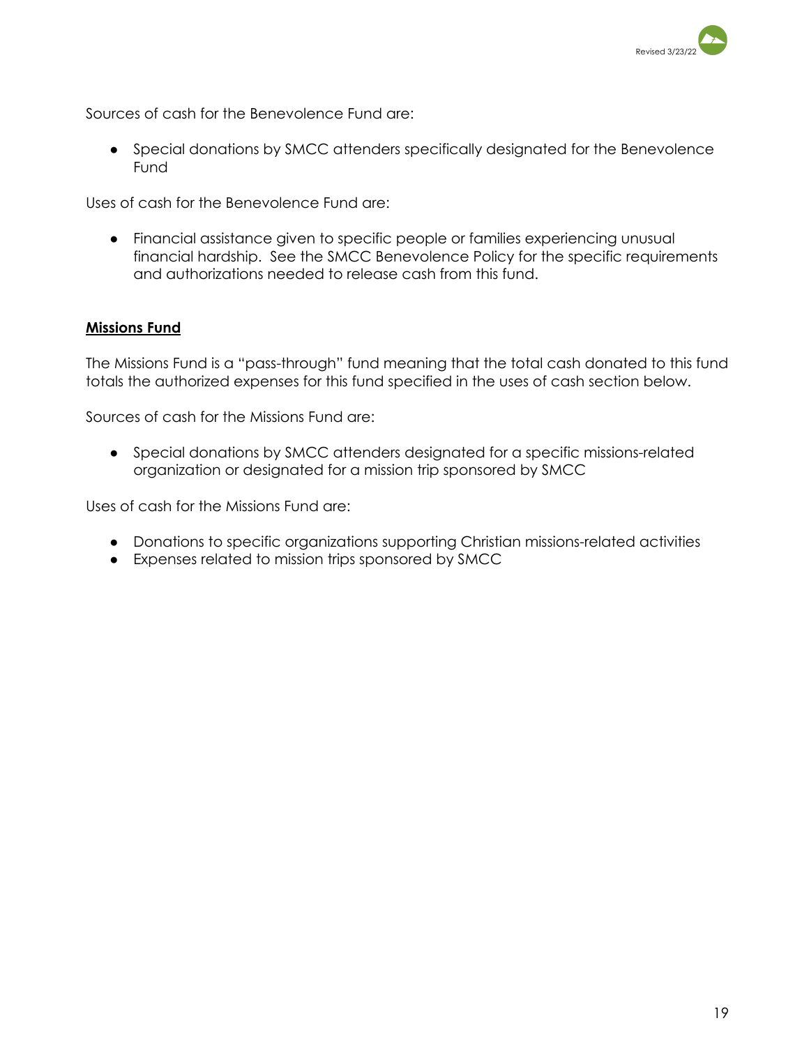Sources of cash for the Benevolence Fund are:

- Special donations by SMCC attenders specifically designated for the Benevolence Fund

Uses of cash for the Benevolence Fund are:

- Financial assistance given to specific people or families experiencing unusual financial hardship. See the SMCC Benevolence Policy for the specific requirements and authorizations needed to release cash from this fund.

**Missions Fund**

The Missions Fund is a "pass-through" fund meaning that the total cash donated to this fund totals the authorized expenses for this fund specified in the uses of cash section below.

Sources of cash for the Missions Fund are:

- Special donations by SMCC attenders designated for a specific missions-related organization or designated for a mission trip sponsored by SMCC

Uses of cash for the Missions Fund are:

- Donations to specific organizations supporting Christian missions-related activities
- Expenses related to mission trips sponsored by SMCC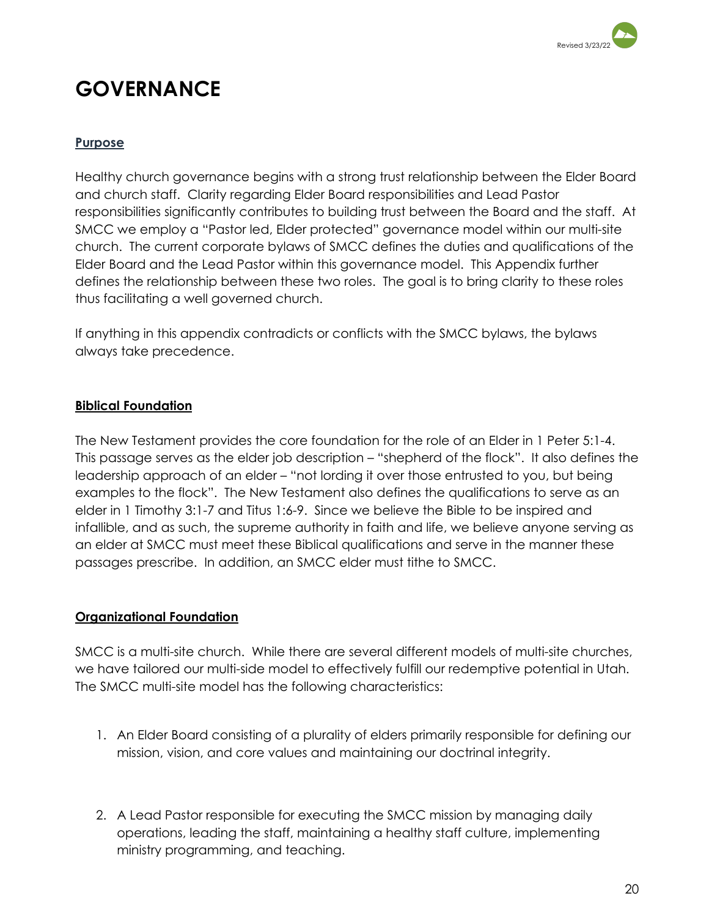# GOVERNANCE

## Purpose

Healthy church governance begins with a strong trust relationship between the Elder Board and church staff. Clarity regarding Elder Board responsibilities and Lead Pastor responsibilities significantly contributes to building trust between the Board and the staff. At SMCC we employ a "Pastor led, Elder protected" governance model within our multi-site church. The current corporate bylaws of SMCC defines the duties and qualifications of the Elder Board and the Lead Pastor within this governance model. This Appendix further defines the relationship between these two roles. The goal is to bring clarity to these roles thus facilitating a well governed church.

If anything in this appendix contradicts or conflicts with the SMCC bylaws, the bylaws always take precedence.

## Biblical Foundation

The New Testament provides the core foundation for the role of an Elder in 1 Peter 5:1-4. This passage serves as the elder job description – "shepherd of the flock". It also defines the leadership approach of an elder – "not lording it over those entrusted to you, but being examples to the flock". The New Testament also defines the qualifications to serve as an elder in 1 Timothy 3:1-7 and Titus 1:6-9. Since we believe the Bible to be inspired and infallible, and as such, the supreme authority in faith and life, we believe anyone serving as an elder at SMCC must meet these Biblical qualifications and serve in the manner these passages prescribe. In addition, an SMCC elder must tithe to SMCC.

## Organizational Foundation

SMCC is a multi-site church. While there are several different models of multi-site churches, we have tailored our multi-side model to effectively fulfill our redemptive potential in Utah. The SMCC multi-site model has the following characteristics:

1. An Elder Board consisting of a plurality of elders primarily responsible for defining our mission, vision, and core values and maintaining our doctrinal integrity.

2. A Lead Pastor responsible for executing the SMCC mission by managing daily operations, leading the staff, maintaining a healthy staff culture, implementing ministry programming, and teaching.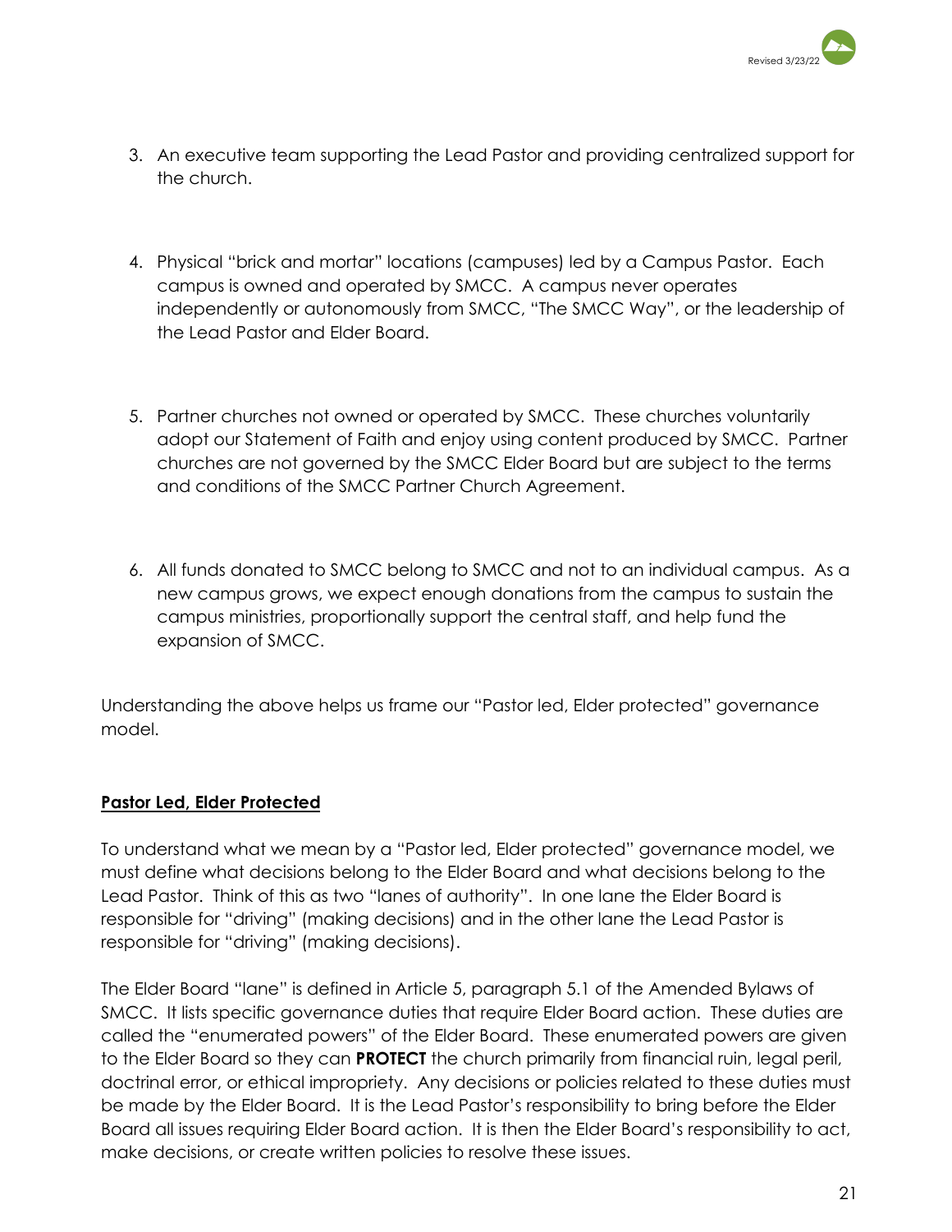3. An executive team supporting the Lead Pastor and providing centralized support for the church.

4. Physical "brick and mortar" locations (campuses) led by a Campus Pastor. Each campus is owned and operated by SMCC. A campus never operates independently or autonomously from SMCC, "The SMCC Way", or the leadership of the Lead Pastor and Elder Board.

5. Partner churches not owned or operated by SMCC. These churches voluntarily adopt our Statement of Faith and enjoy using content produced by SMCC. Partner churches are not governed by the SMCC Elder Board but are subject to the terms and conditions of the SMCC Partner Church Agreement.

6. All funds donated to SMCC belong to SMCC and not to an individual campus. As a new campus grows, we expect enough donations from the campus to sustain the campus ministries, proportionally support the central staff, and help fund the expansion of SMCC.

Understanding the above helps us frame our "Pastor led, Elder protected" governance model.

**Pastor Led, Elder Protected**

To understand what we mean by a "Pastor led, Elder protected" governance model, we must define what decisions belong to the Elder Board and what decisions belong to the Lead Pastor. Think of this as two "lanes of authority". In one lane the Elder Board is responsible for "driving" (making decisions) and in the other lane the Lead Pastor is responsible for "driving" (making decisions).

The Elder Board "lane" is defined in Article 5, paragraph 5.1 of the Amended Bylaws of SMCC. It lists specific governance duties that require Elder Board action. These duties are called the "enumerated powers" of the Elder Board. These enumerated powers are given to the Elder Board so they can **PROTECT** the church primarily from financial ruin, legal peril, doctrinal error, or ethical impropriety. Any decisions or policies related to these duties must be made by the Elder Board. It is the Lead Pastor's responsibility to bring before the Elder Board all issues requiring Elder Board action. It is then the Elder Board's responsibility to act, make decisions, or create written policies to resolve these issues.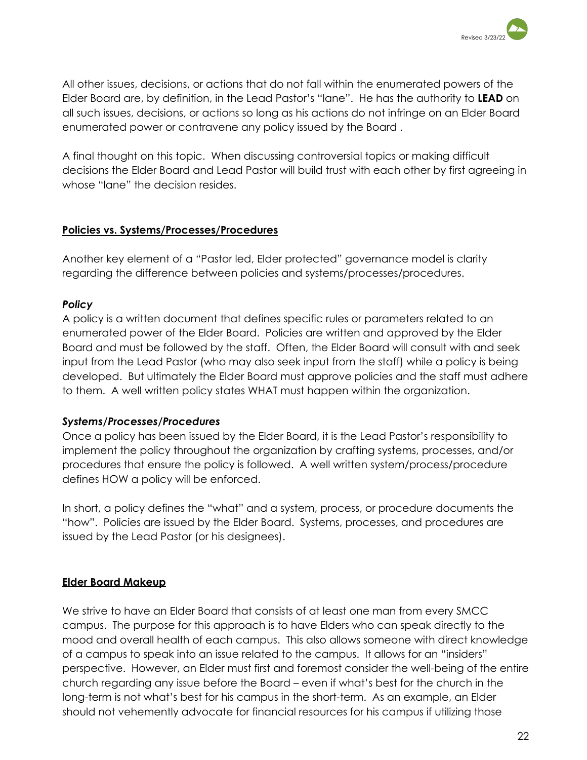All other issues, decisions, or actions that do not fall within the enumerated powers of the Elder Board are, by definition, in the Lead Pastor's "lane". He has the authority to **LEAD** on all such issues, decisions, or actions so long as his actions do not infringe on an Elder Board enumerated power or contravene any policy issued by the Board .

A final thought on this topic. When discussing controversial topics or making difficult decisions the Elder Board and Lead Pastor will build trust with each other by first agreeing in whose "lane" the decision resides.

## **Policies vs. Systems/Processes/Procedures**

Another key element of a "Pastor led, Elder protected" governance model is clarity regarding the difference between policies and systems/processes/procedures.

### ***Policy***

A policy is a written document that defines specific rules or parameters related to an enumerated power of the Elder Board. Policies are written and approved by the Elder Board and must be followed by the staff. Often, the Elder Board will consult with and seek input from the Lead Pastor (who may also seek input from the staff) while a policy is being developed. But ultimately the Elder Board must approve policies and the staff must adhere to them. A well written policy states WHAT must happen within the organization.

### ***Systems/Processes/Procedures***

Once a policy has been issued by the Elder Board, it is the Lead Pastor's responsibility to implement the policy throughout the organization by crafting systems, processes, and/or procedures that ensure the policy is followed. A well written system/process/procedure defines HOW a policy will be enforced.

In short, a policy defines the "what" and a system, process, or procedure documents the "how". Policies are issued by the Elder Board. Systems, processes, and procedures are issued by the Lead Pastor (or his designees).

## **Elder Board Makeup**

We strive to have an Elder Board that consists of at least one man from every SMCC campus. The purpose for this approach is to have Elders who can speak directly to the mood and overall health of each campus. This also allows someone with direct knowledge of a campus to speak into an issue related to the campus. It allows for an "insiders" perspective. However, an Elder must first and foremost consider the well-being of the entire church regarding any issue before the Board – even if what's best for the church in the long-term is not what's best for his campus in the short-term. As an example, an Elder should not vehemently advocate for financial resources for his campus if utilizing those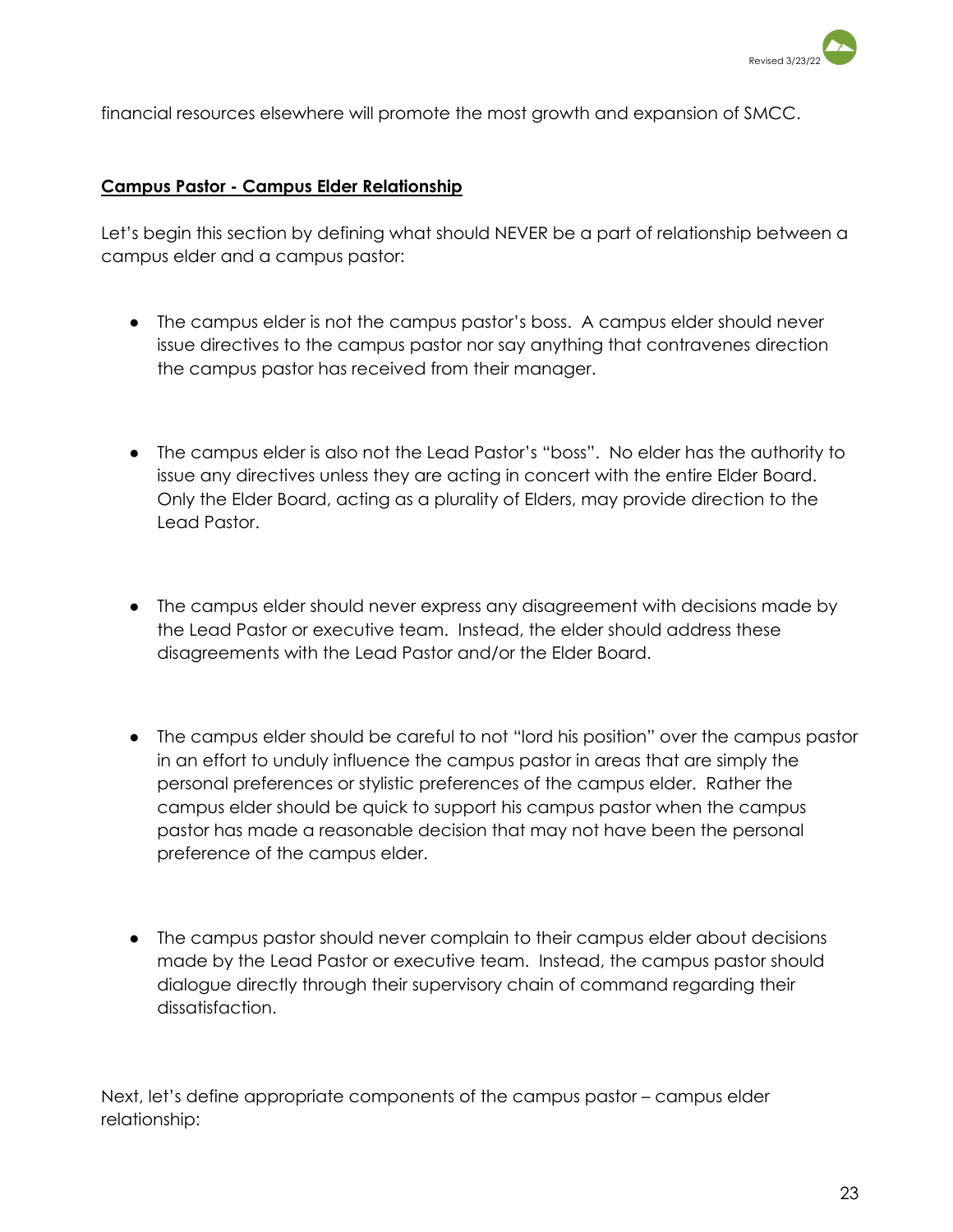financial resources elsewhere will promote the most growth and expansion of SMCC.

**Campus Pastor - Campus Elder Relationship**

Let's begin this section by defining what should NEVER be a part of relationship between a campus elder and a campus pastor:

- The campus elder is not the campus pastor's boss. A campus elder should never issue directives to the campus pastor nor say anything that contravenes direction the campus pastor has received from their manager.

- The campus elder is also not the Lead Pastor's "boss". No elder has the authority to issue any directives unless they are acting in concert with the entire Elder Board. Only the Elder Board, acting as a plurality of Elders, may provide direction to the Lead Pastor.

- The campus elder should never express any disagreement with decisions made by the Lead Pastor or executive team. Instead, the elder should address these disagreements with the Lead Pastor and/or the Elder Board.

- The campus elder should be careful to not "lord his position" over the campus pastor in an effort to unduly influence the campus pastor in areas that are simply the personal preferences or stylistic preferences of the campus elder. Rather the campus elder should be quick to support his campus pastor when the campus pastor has made a reasonable decision that may not have been the personal preference of the campus elder.

- The campus pastor should never complain to their campus elder about decisions made by the Lead Pastor or executive team. Instead, the campus pastor should dialogue directly through their supervisory chain of command regarding their dissatisfaction.

Next, let's define appropriate components of the campus pastor – campus elder relationship: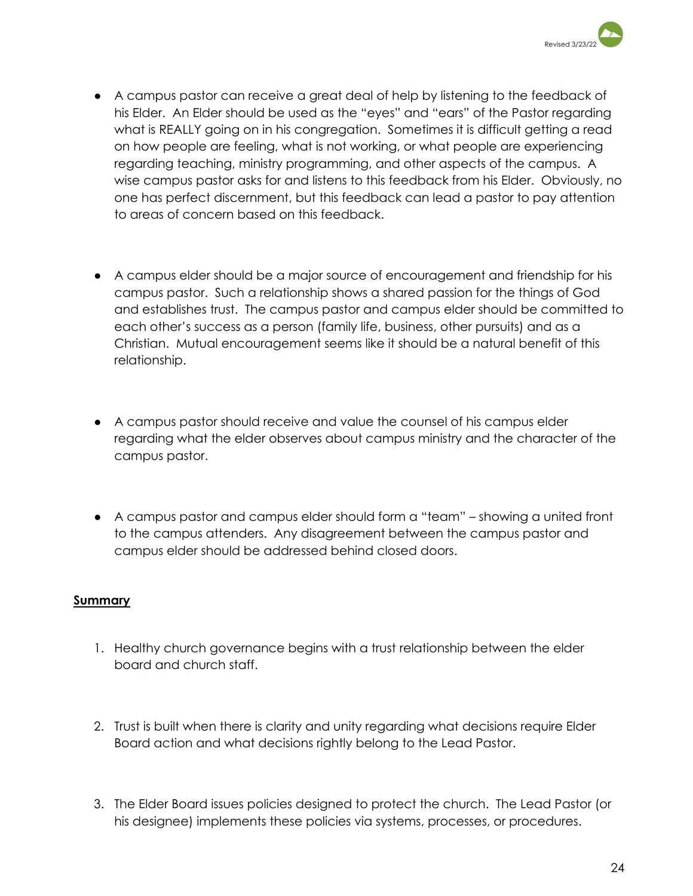- A campus pastor can receive a great deal of help by listening to the feedback of his Elder. An Elder should be used as the "eyes" and "ears" of the Pastor regarding what is REALLY going on in his congregation. Sometimes it is difficult getting a read on how people are feeling, what is not working, or what people are experiencing regarding teaching, ministry programming, and other aspects of the campus. A wise campus pastor asks for and listens to this feedback from his Elder. Obviously, no one has perfect discernment, but this feedback can lead a pastor to pay attention to areas of concern based on this feedback.

- A campus elder should be a major source of encouragement and friendship for his campus pastor. Such a relationship shows a shared passion for the things of God and establishes trust. The campus pastor and campus elder should be committed to each other's success as a person (family life, business, other pursuits) and as a Christian. Mutual encouragement seems like it should be a natural benefit of this relationship.

- A campus pastor should receive and value the counsel of his campus elder regarding what the elder observes about campus ministry and the character of the campus pastor.

- A campus pastor and campus elder should form a "team" – showing a united front to the campus attenders. Any disagreement between the campus pastor and campus elder should be addressed behind closed doors.

## Summary

1. Healthy church governance begins with a trust relationship between the elder board and church staff.

2. Trust is built when there is clarity and unity regarding what decisions require Elder Board action and what decisions rightly belong to the Lead Pastor.

3. The Elder Board issues policies designed to protect the church. The Lead Pastor (or his designee) implements these policies via systems, processes, or procedures.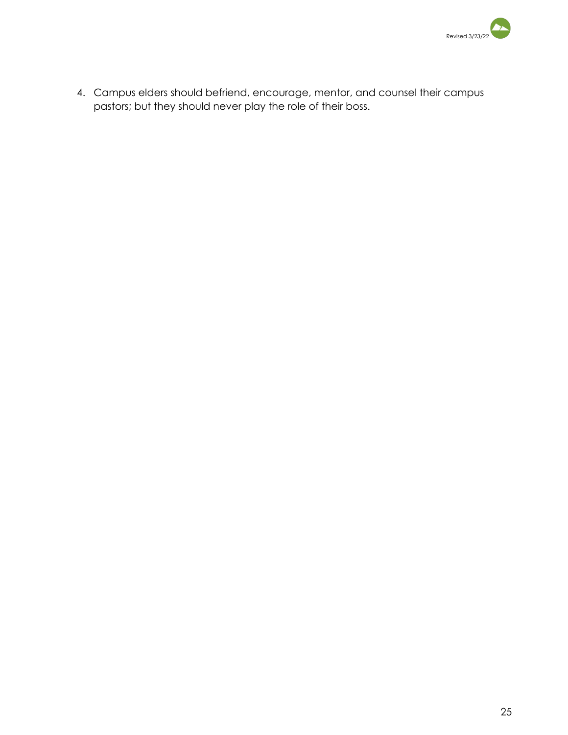4. Campus elders should befriend, encourage, mentor, and counsel their campus pastors; but they should never play the role of their boss.